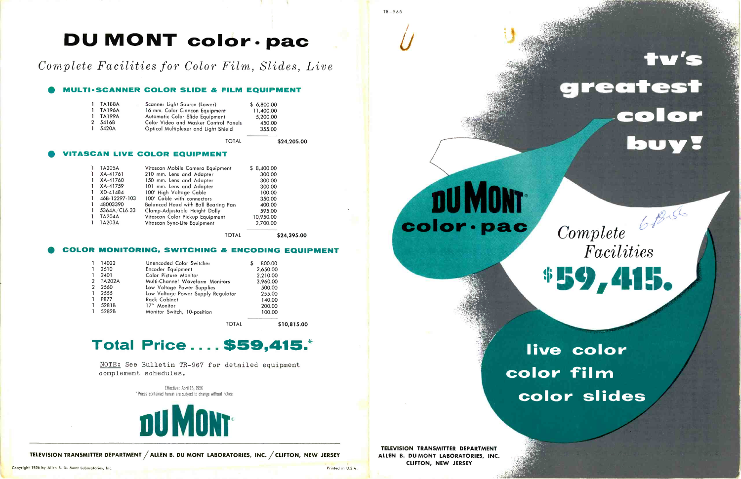# DU MONT color • pac

*Complete Facilities for Color Film, Slides, Live*

## MULTI-SCANNER COLOR SLIDE & FILM EQUIPMENT

| Qty | Type | Description | Price |
|---|---|---|---|
| 1 | TA188A | Scanner Light Source (Lower) | $ 6,800.00 |
| 1 | TA196A | 16 mm. Color Cinecon Equipment | 11,400.00 |
| 1 | TA199A | Automatic Color Slide Equipment | 5,200.00 |
| 2 | 5416B | Color Video and Masker Control Panels | 450.00 |
| 1 | 5420A | Optical Multiplexer and Light Shield | 355.00 |
| | | TOTAL | **$24,205.00** |

## VITASCAN LIVE COLOR EQUIPMENT

| Qty | Type | Description | Price |
|---|---|---|---|
| 1 | TA205A | Vitascan Mobile Camera Equipment | $ 8,400.00 |
| 1 | XA-41761 | 210 mm. Lens and Adapter | 300.00 |
| 1 | XA-41760 | 150 mm. Lens and Adapter | 300.00 |
| 1 | XA-41759 | 101 mm. Lens and Adapter | 300.00 |
| 1 | XD-41484 | 100' High Voltage Cable | 100.00 |
| 1 | 46B-12297-103 | 100' Cable with connectors | 350.00 |
| 1 | 48003390 | Balanced Head with Ball Bearing Pan | 400.00 |
| 1 | 5364A/CL6-33 | Clamp-Adjustable Height Dolly | 595.00 |
| 1 | TA204A | Vitascan Color Pickup Equipment | 10,950.00 |
| 1 | TA203A | Vitascan Sync-Lite Equipment | 2,700.00 |
| | | TOTAL | **$24,395.00** |

## COLOR MONITORING, SWITCHING & ENCODING EQUIPMENT

| Qty | Type | Description | Price |
|---|---|---|---|
| 1 | 14022 | Unencoded Color Switcher | $ 800.00 |
| 1 | 2610 | Encoder Equipment | 2,650.00 |
| 1 | 2401 | Color Picture Monitor | 2,210.00 |
| 2 | TA202A | Multi-Channel Waveform Monitors | 3,960.00 |
| 2 | 2560 | Low Voltage Power Supplies | 500.00 |
| 1 | 2555 | Low Voltage Power Supply Regulator | 255.00 |
| 1 | PR77 | Rack Cabinet | 140.00 |
| 1 | 5281B | 17" Monitor | 200.00 |
| 1 | 5282B | Monitor Switch, 10-position | 100.00 |
| | | TOTAL | **$10,815.00** |

## Total Price . . . . $59,415.*

NOTE: See Bulletin TR-967 for detailed equipment complement schedules.

Effective: April 15, 1956

*Prices contained herein are subject to change without notice

**DU MONT**

**TELEVISION TRANSMITTER DEPARTMENT / ALLEN B. DU MONT LABORATORIES, INC. / CLIFTON, NEW JERSEY**

Copyright 1956 by Allen B. Du Mont Laboratories, Inc.

Printed in U.S.A.

---

TR-968

# tv's greatest color buy!

**DU MONT color • pac**

*Complete Facilities*

**$59,415.**

6-18-56

**live color**
**color film**
**color slides**

**TELEVISION TRANSMITTER DEPARTMENT**
**ALLEN B. DU MONT LABORATORIES, INC.**
**CLIFTON, NEW JERSEY**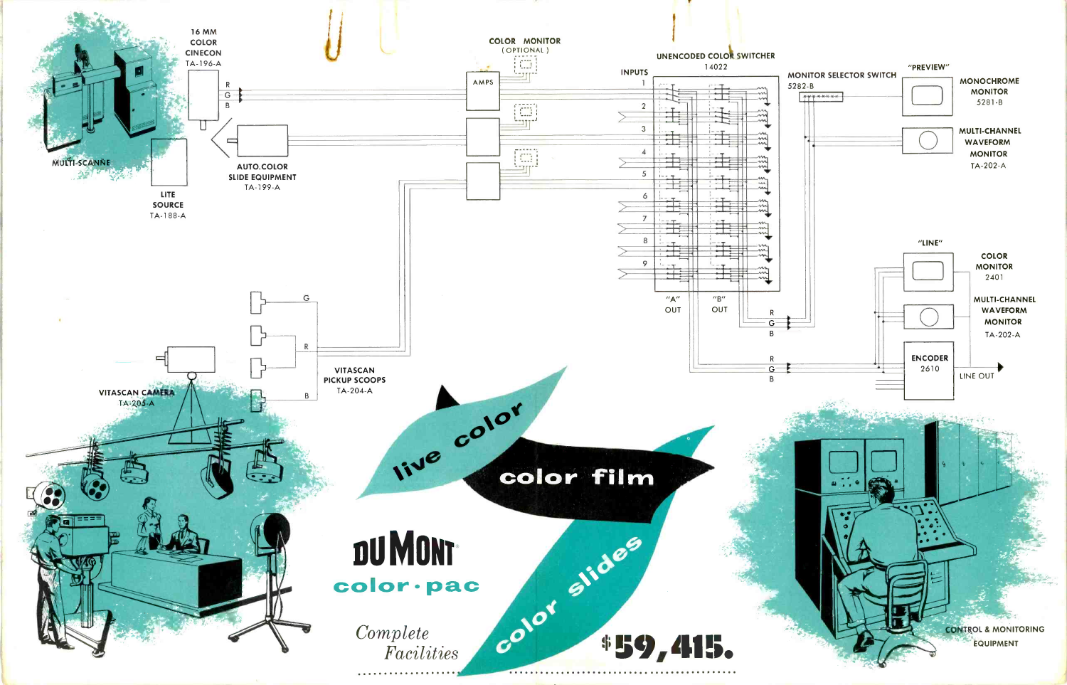16 MM COLOR CINECON TA-196-A

MULTI-SCANNE

LITE SOURCE TA-188-A

AUTO.COLOR SLIDE EQUIPMENT TA-199-A

R
G
B

AMPS

COLOR MONITOR (OPTIONAL)

UNENCODED COLOR SWITCHER 14022

INPUTS

1
2
3
4
5
6
7
8
9

"A" OUT

"B" OUT

MONITOR SELECTOR SWITCH 5282-B

"PREVIEW"

MONOCHROME MONITOR 5281-B

MULTI-CHANNEL WAVEFORM MONITOR TA-202-A

"LINE"

COLOR MONITOR 2401

MULTI-CHANNEL WAVEFORM MONITOR TA-202-A

ENCODER 2610

LINE OUT

R
G
B

R
G
B

G
R
B

VITASCAN PICKUP SCOOPS TA-204-A

VITASCAN CAMERA TA-205-A

live color

color film

color slides

DUMONT

color·pac

*Complete Facilities*

$59,415.

CONTROL & MONITORING EQUIPMENT